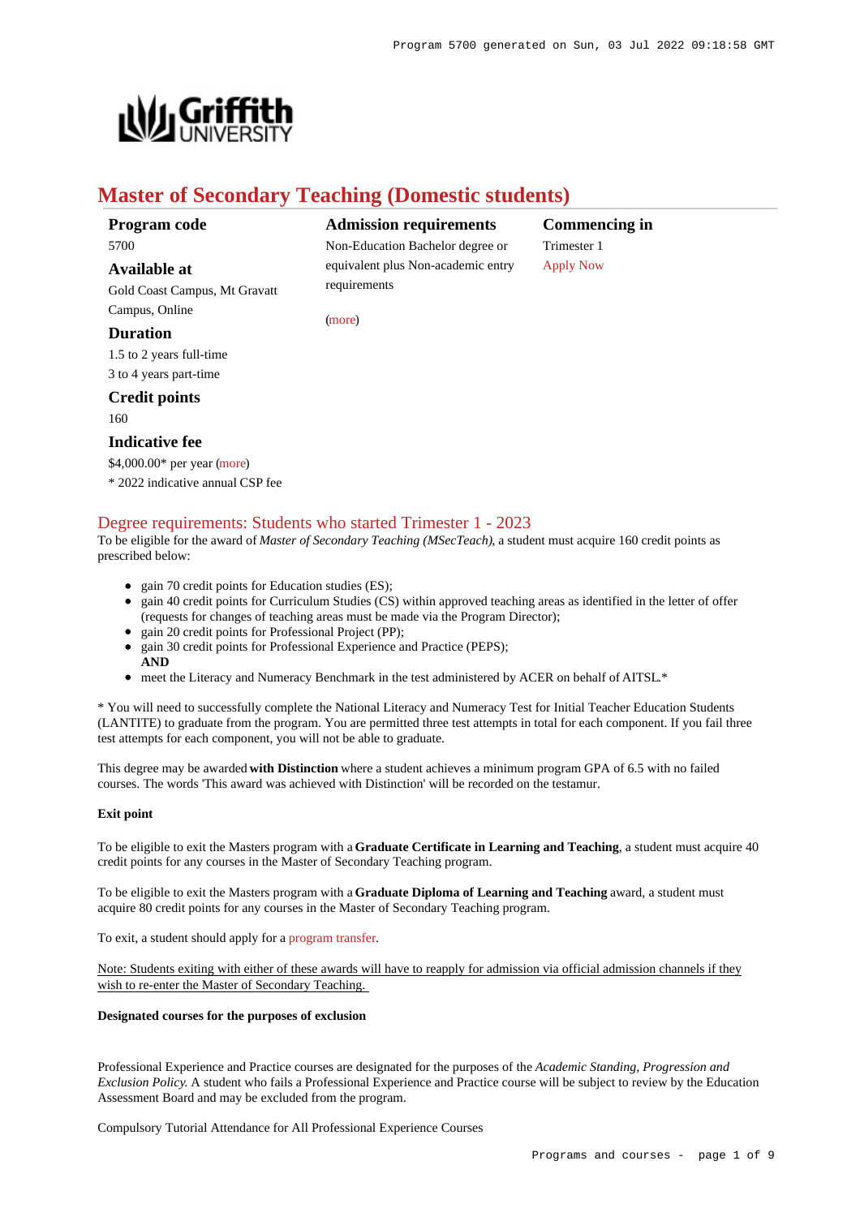# Master of Secondary Teaching (Domestic students)

**Program code**
5700

**Available at**
Gold Coast Campus, Mt Gravatt Campus, Online

**Duration**
1.5 to 2 years full-time
3 to 4 years part-time

**Credit points**
160

**Indicative fee**
$4,000.00* per year (more)
* 2022 indicative annual CSP fee

**Admission requirements**
Non-Education Bachelor degree or equivalent plus Non-academic entry requirements

(more)

**Commencing in**
Trimester 1
Apply Now

## Degree requirements: Students who started Trimester 1 - 2023

To be eligible for the award of *Master of Secondary Teaching (MSecTeach)*, a student must acquire 160 credit points as prescribed below:

- gain 70 credit points for Education studies (ES);
- gain 40 credit points for Curriculum Studies (CS) within approved teaching areas as identified in the letter of offer (requests for changes of teaching areas must be made via the Program Director);
- gain 20 credit points for Professional Project (PP);
- gain 30 credit points for Professional Experience and Practice (PEPS);
  **AND**
- meet the Literacy and Numeracy Benchmark in the test administered by ACER on behalf of AITSL.*

* You will need to successfully complete the National Literacy and Numeracy Test for Initial Teacher Education Students (LANTITE) to graduate from the program. You are permitted three test attempts in total for each component. If you fail three test attempts for each component, you will not be able to graduate.

This degree may be awarded **with Distinction** where a student achieves a minimum program GPA of 6.5 with no failed courses. The words 'This award was achieved with Distinction' will be recorded on the testamur.

**Exit point**

To be eligible to exit the Masters program with a **Graduate Certificate in Learning and Teaching**, a student must acquire 40 credit points for any courses in the Master of Secondary Teaching program.

To be eligible to exit the Masters program with a **Graduate Diploma of Learning and Teaching** award, a student must acquire 80 credit points for any courses in the Master of Secondary Teaching program.

To exit, a student should apply for a program transfer.

Note: Students exiting with either of these awards will have to reapply for admission via official admission channels if they wish to re-enter the Master of Secondary Teaching.

**Designated courses for the purposes of exclusion**

Professional Experience and Practice courses are designated for the purposes of the *Academic Standing, Progression and Exclusion Policy.* A student who fails a Professional Experience and Practice course will be subject to review by the Education Assessment Board and may be excluded from the program.

Compulsory Tutorial Attendance for All Professional Experience Courses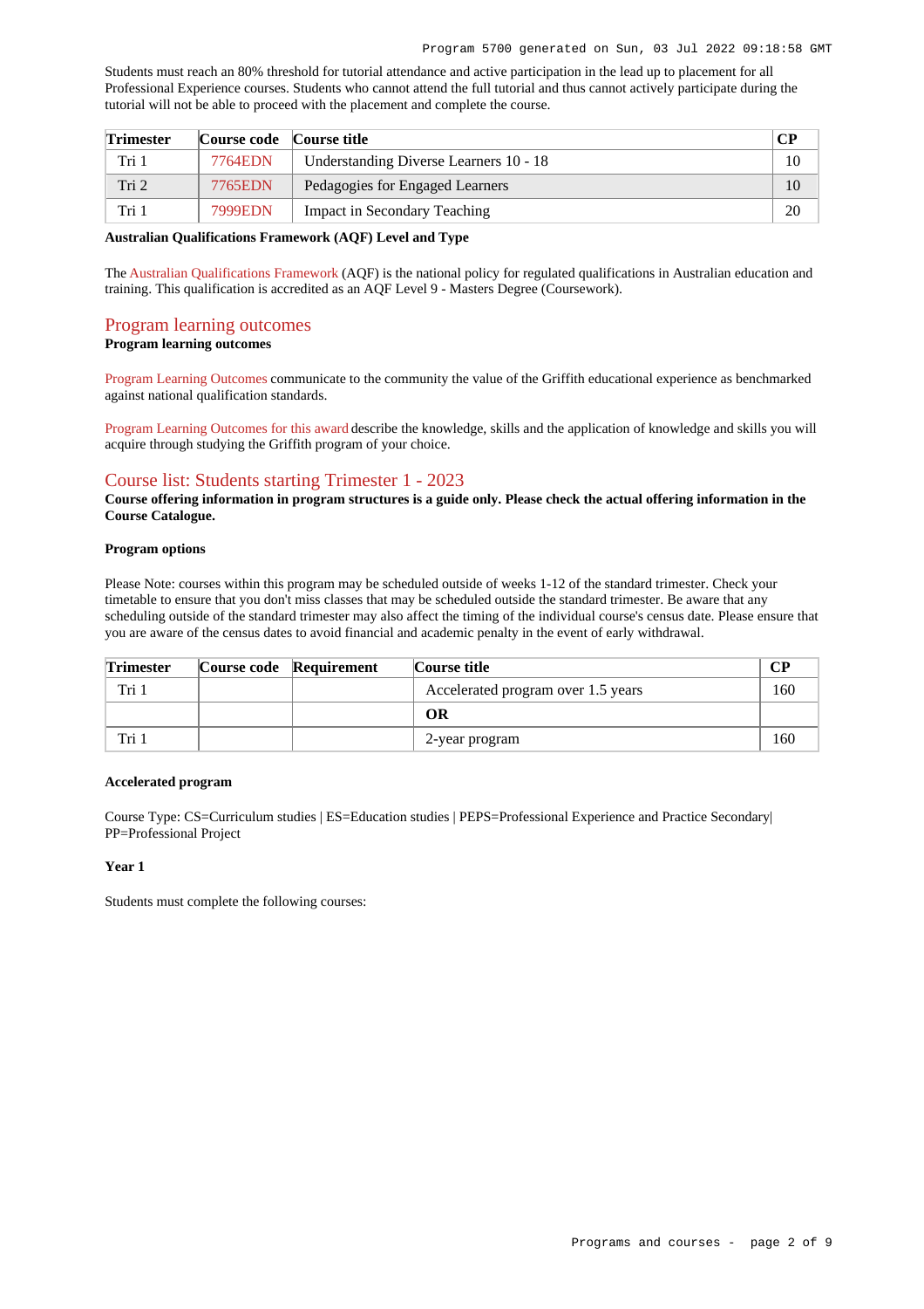Students must reach an 80% threshold for tutorial attendance and active participation in the lead up to placement for all Professional Experience courses. Students who cannot attend the full tutorial and thus cannot actively participate during the tutorial will not be able to proceed with the placement and complete the course.

| Trimester | Course code | Course title | CP |
|---|---|---|---|
| Tri 1 | 7764EDN | Understanding Diverse Learners 10 - 18 | 10 |
| Tri 2 | 7765EDN | Pedagogies for Engaged Learners | 10 |
| Tri 1 | 7999EDN | Impact in Secondary Teaching | 20 |

**Australian Qualifications Framework (AQF) Level and Type**

The Australian Qualifications Framework (AQF) is the national policy for regulated qualifications in Australian education and training. This qualification is accredited as an AQF Level 9 - Masters Degree (Coursework).

## Program learning outcomes

**Program learning outcomes**

Program Learning Outcomes communicate to the community the value of the Griffith educational experience as benchmarked against national qualification standards.

Program Learning Outcomes for this award describe the knowledge, skills and the application of knowledge and skills you will acquire through studying the Griffith program of your choice.

## Course list: Students starting Trimester 1 - 2023

**Course offering information in program structures is a guide only. Please check the actual offering information in the Course Catalogue.**

**Program options**

Please Note: courses within this program may be scheduled outside of weeks 1-12 of the standard trimester. Check your timetable to ensure that you don't miss classes that may be scheduled outside the standard trimester. Be aware that any scheduling outside of the standard trimester may also affect the timing of the individual course's census date. Please ensure that you are aware of the census dates to avoid financial and academic penalty in the event of early withdrawal.

| Trimester | Course code | Requirement | Course title | CP |
|---|---|---|---|---|
| Tri 1 | | | Accelerated program over 1.5 years | 160 |
| | | | **OR** | |
| Tri 1 | | | 2-year program | 160 |

**Accelerated program**

Course Type: CS=Curriculum studies | ES=Education studies | PEPS=Professional Experience and Practice Secondary| PP=Professional Project

**Year 1**

Students must complete the following courses: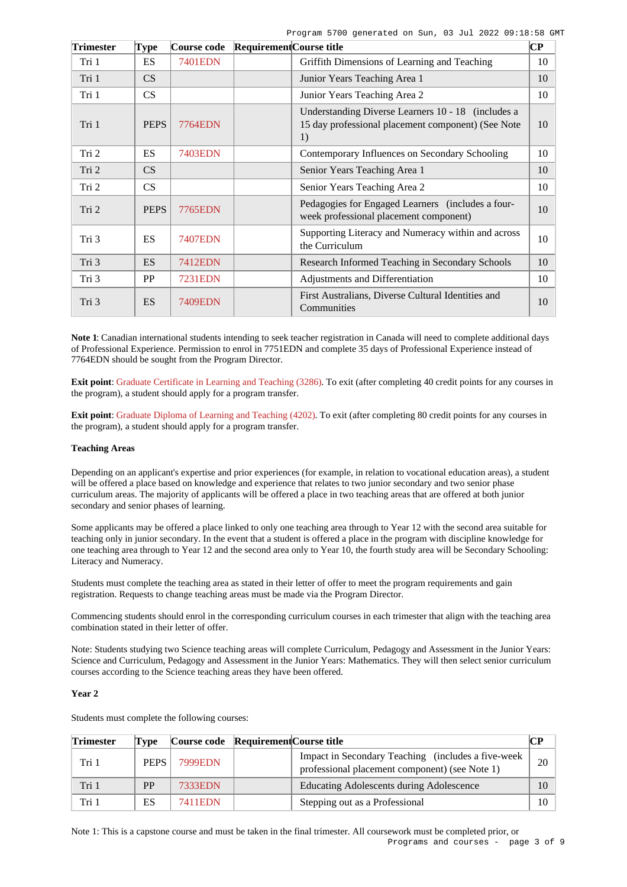| Trimester | Type | Course code | Requirement | Course title | CP |
| --- | --- | --- | --- | --- | --- |
| Tri 1 | ES | 7401EDN | | Griffith Dimensions of Learning and Teaching | 10 |
| Tri 1 | CS | | | Junior Years Teaching Area 1 | 10 |
| Tri 1 | CS | | | Junior Years Teaching Area 2 | 10 |
| Tri 1 | PEPS | 7764EDN | | Understanding Diverse Learners 10 - 18 (includes a 15 day professional placement component) (See Note 1) | 10 |
| Tri 2 | ES | 7403EDN | | Contemporary Influences on Secondary Schooling | 10 |
| Tri 2 | CS | | | Senior Years Teaching Area 1 | 10 |
| Tri 2 | CS | | | Senior Years Teaching Area 2 | 10 |
| Tri 2 | PEPS | 7765EDN | | Pedagogies for Engaged Learners (includes a four-week professional placement component) | 10 |
| Tri 3 | ES | 7407EDN | | Supporting Literacy and Numeracy within and across the Curriculum | 10 |
| Tri 3 | ES | 7412EDN | | Research Informed Teaching in Secondary Schools | 10 |
| Tri 3 | PP | 7231EDN | | Adjustments and Differentiation | 10 |
| Tri 3 | ES | 7409EDN | | First Australians, Diverse Cultural Identities and Communities | 10 |

**Note 1**: Canadian international students intending to seek teacher registration in Canada will need to complete additional days of Professional Experience. Permission to enrol in 7751EDN and complete 35 days of Professional Experience instead of 7764EDN should be sought from the Program Director.

**Exit point**: Graduate Certificate in Learning and Teaching (3286). To exit (after completing 40 credit points for any courses in the program), a student should apply for a program transfer.

**Exit point**: Graduate Diploma of Learning and Teaching (4202). To exit (after completing 80 credit points for any courses in the program), a student should apply for a program transfer.

**Teaching Areas**

Depending on an applicant's expertise and prior experiences (for example, in relation to vocational education areas), a student will be offered a place based on knowledge and experience that relates to two junior secondary and two senior phase curriculum areas. The majority of applicants will be offered a place in two teaching areas that are offered at both junior secondary and senior phases of learning.

Some applicants may be offered a place linked to only one teaching area through to Year 12 with the second area suitable for teaching only in junior secondary. In the event that a student is offered a place in the program with discipline knowledge for one teaching area through to Year 12 and the second area only to Year 10, the fourth study area will be Secondary Schooling: Literacy and Numeracy.

Students must complete the teaching area as stated in their letter of offer to meet the program requirements and gain registration. Requests to change teaching areas must be made via the Program Director.

Commencing students should enrol in the corresponding curriculum courses in each trimester that align with the teaching area combination stated in their letter of offer.

Note: Students studying two Science teaching areas will complete Curriculum, Pedagogy and Assessment in the Junior Years: Science and Curriculum, Pedagogy and Assessment in the Junior Years: Mathematics. They will then select senior curriculum courses according to the Science teaching areas they have been offered.

**Year 2**

Students must complete the following courses:

| Trimester | Type | Course code | Requirement | Course title | CP |
| --- | --- | --- | --- | --- | --- |
| Tri 1 | PEPS | 7999EDN | | Impact in Secondary Teaching (includes a five-week professional placement component) (see Note 1) | 20 |
| Tri 1 | PP | 7333EDN | | Educating Adolescents during Adolescence | 10 |
| Tri 1 | ES | 7411EDN | | Stepping out as a Professional | 10 |

Note 1: This is a capstone course and must be taken in the final trimester. All coursework must be completed prior, or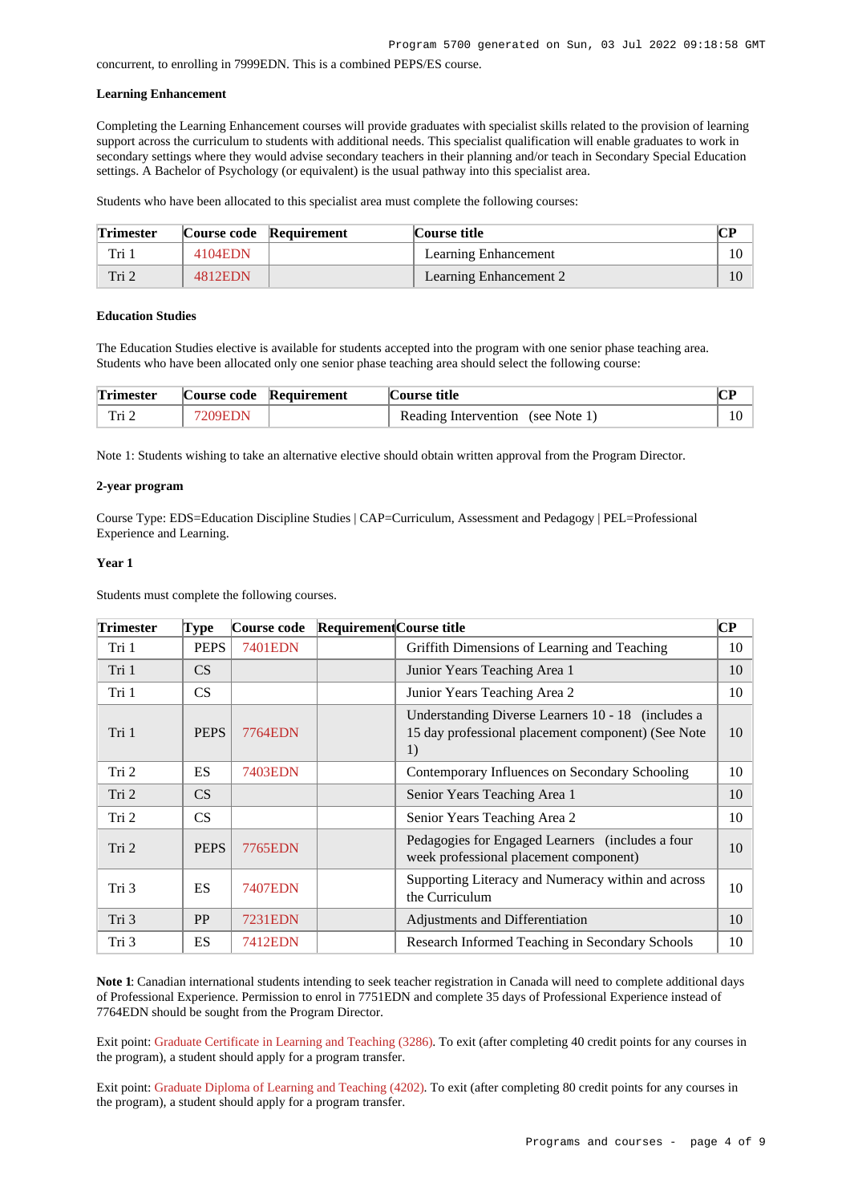concurrent, to enrolling in 7999EDN. This is a combined PEPS/ES course.

**Learning Enhancement**

Completing the Learning Enhancement courses will provide graduates with specialist skills related to the provision of learning support across the curriculum to students with additional needs. This specialist qualification will enable graduates to work in secondary settings where they would advise secondary teachers in their planning and/or teach in Secondary Special Education settings. A Bachelor of Psychology (or equivalent) is the usual pathway into this specialist area.

Students who have been allocated to this specialist area must complete the following courses:

| Trimester | Course code | Requirement | Course title | CP |
|---|---|---|---|---|
| Tri 1 | 4104EDN | | Learning Enhancement | 10 |
| Tri 2 | 4812EDN | | Learning Enhancement 2 | 10 |

**Education Studies**

The Education Studies elective is available for students accepted into the program with one senior phase teaching area. Students who have been allocated only one senior phase teaching area should select the following course:

| Trimester | Course code | Requirement | Course title | CP |
|---|---|---|---|---|
| Tri 2 | 7209EDN | | Reading Intervention (see Note 1) | 10 |

Note 1: Students wishing to take an alternative elective should obtain written approval from the Program Director.

**2-year program**

Course Type: EDS=Education Discipline Studies | CAP=Curriculum, Assessment and Pedagogy | PEL=Professional Experience and Learning.

**Year 1**

Students must complete the following courses.

| Trimester | Type | Course code | Requirement | Course title | CP |
|---|---|---|---|---|---|
| Tri 1 | PEPS | 7401EDN | | Griffith Dimensions of Learning and Teaching | 10 |
| Tri 1 | CS | | | Junior Years Teaching Area 1 | 10 |
| Tri 1 | CS | | | Junior Years Teaching Area 2 | 10 |
| Tri 1 | PEPS | 7764EDN | | Understanding Diverse Learners 10 - 18 (includes a 15 day professional placement component) (See Note 1) | 10 |
| Tri 2 | ES | 7403EDN | | Contemporary Influences on Secondary Schooling | 10 |
| Tri 2 | CS | | | Senior Years Teaching Area 1 | 10 |
| Tri 2 | CS | | | Senior Years Teaching Area 2 | 10 |
| Tri 2 | PEPS | 7765EDN | | Pedagogies for Engaged Learners (includes a four week professional placement component) | 10 |
| Tri 3 | ES | 7407EDN | | Supporting Literacy and Numeracy within and across the Curriculum | 10 |
| Tri 3 | PP | 7231EDN | | Adjustments and Differentiation | 10 |
| Tri 3 | ES | 7412EDN | | Research Informed Teaching in Secondary Schools | 10 |

**Note 1**: Canadian international students intending to seek teacher registration in Canada will need to complete additional days of Professional Experience. Permission to enrol in 7751EDN and complete 35 days of Professional Experience instead of 7764EDN should be sought from the Program Director.

Exit point: Graduate Certificate in Learning and Teaching (3286). To exit (after completing 40 credit points for any courses in the program), a student should apply for a program transfer.

Exit point: Graduate Diploma of Learning and Teaching (4202). To exit (after completing 80 credit points for any courses in the program), a student should apply for a program transfer.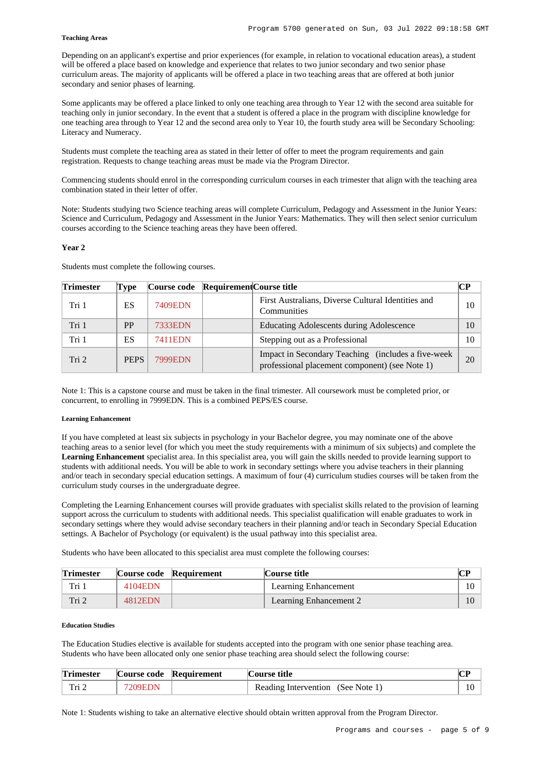#### Teaching Areas

Depending on an applicant's expertise and prior experiences (for example, in relation to vocational education areas), a student will be offered a place based on knowledge and experience that relates to two junior secondary and two senior phase curriculum areas. The majority of applicants will be offered a place in two teaching areas that are offered at both junior secondary and senior phases of learning.

Some applicants may be offered a place linked to only one teaching area through to Year 12 with the second area suitable for teaching only in junior secondary. In the event that a student is offered a place in the program with discipline knowledge for one teaching area through to Year 12 and the second area only to Year 10, the fourth study area will be Secondary Schooling: Literacy and Numeracy.

Students must complete the teaching area as stated in their letter of offer to meet the program requirements and gain registration. Requests to change teaching areas must be made via the Program Director.

Commencing students should enrol in the corresponding curriculum courses in each trimester that align with the teaching area combination stated in their letter of offer.

Note: Students studying two Science teaching areas will complete Curriculum, Pedagogy and Assessment in the Junior Years: Science and Curriculum, Pedagogy and Assessment in the Junior Years: Mathematics. They will then select senior curriculum courses according to the Science teaching areas they have been offered.

### Year 2

Students must complete the following courses.

| Trimester | Type | Course code | Requirement | Course title | CP |
|---|---|---|---|---|---|
| Tri 1 | ES | 7409EDN | | First Australians, Diverse Cultural Identities and Communities | 10 |
| Tri 1 | PP | 7333EDN | | Educating Adolescents during Adolescence | 10 |
| Tri 1 | ES | 7411EDN | | Stepping out as a Professional | 10 |
| Tri 2 | PEPS | 7999EDN | | Impact in Secondary Teaching (includes a five-week professional placement component) (see Note 1) | 20 |

Note 1: This is a capstone course and must be taken in the final trimester. All coursework must be completed prior, or concurrent, to enrolling in 7999EDN. This is a combined PEPS/ES course.

#### Learning Enhancement

If you have completed at least six subjects in psychology in your Bachelor degree, you may nominate one of the above teaching areas to a senior level (for which you meet the study requirements with a minimum of six subjects) and complete the **Learning Enhancement** specialist area. In this specialist area, you will gain the skills needed to provide learning support to students with additional needs. You will be able to work in secondary settings where you advise teachers in their planning and/or teach in secondary special education settings. A maximum of four (4) curriculum studies courses will be taken from the curriculum study courses in the undergraduate degree.

Completing the Learning Enhancement courses will provide graduates with specialist skills related to the provision of learning support across the curriculum to students with additional needs. This specialist qualification will enable graduates to work in secondary settings where they would advise secondary teachers in their planning and/or teach in Secondary Special Education settings. A Bachelor of Psychology (or equivalent) is the usual pathway into this specialist area.

Students who have been allocated to this specialist area must complete the following courses:

| Trimester | Course code | Requirement | Course title | CP |
|---|---|---|---|---|
| Tri 1 | 4104EDN | | Learning Enhancement | 10 |
| Tri 2 | 4812EDN | | Learning Enhancement 2 | 10 |

#### Education Studies

The Education Studies elective is available for students accepted into the program with one senior phase teaching area. Students who have been allocated only one senior phase teaching area should select the following course:

| Trimester | Course code | Requirement | Course title | CP |
|---|---|---|---|---|
| Tri 2 | 7209EDN | | Reading Intervention (See Note 1) | 10 |

Note 1: Students wishing to take an alternative elective should obtain written approval from the Program Director.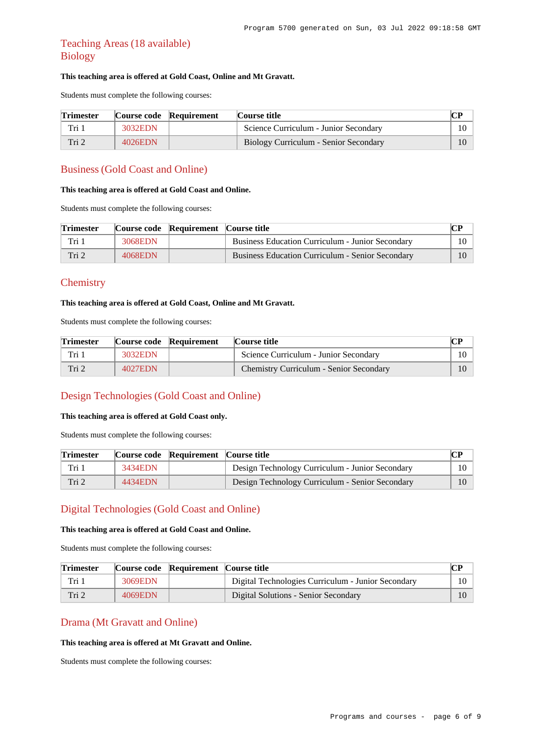## Teaching Areas (18 available)

### Biology

**This teaching area is offered at Gold Coast, Online and Mt Gravatt.**

Students must complete the following courses:

| Trimester | Course code | Requirement | Course title | CP |
|---|---|---|---|---|
| Tri 1 | 3032EDN | | Science Curriculum - Junior Secondary | 10 |
| Tri 2 | 4026EDN | | Biology Curriculum - Senior Secondary | 10 |

### Business (Gold Coast and Online)

**This teaching area is offered at Gold Coast and Online.**

Students must complete the following courses:

| Trimester | Course code | Requirement | Course title | CP |
|---|---|---|---|---|
| Tri 1 | 3068EDN | | Business Education Curriculum - Junior Secondary | 10 |
| Tri 2 | 4068EDN | | Business Education Curriculum - Senior Secondary | 10 |

### Chemistry

**This teaching area is offered at Gold Coast, Online and Mt Gravatt.**

Students must complete the following courses:

| Trimester | Course code | Requirement | Course title | CP |
|---|---|---|---|---|
| Tri 1 | 3032EDN | | Science Curriculum - Junior Secondary | 10 |
| Tri 2 | 4027EDN | | Chemistry Curriculum - Senior Secondary | 10 |

### Design Technologies (Gold Coast and Online)

**This teaching area is offered at Gold Coast only.**

Students must complete the following courses:

| Trimester | Course code | Requirement | Course title | CP |
|---|---|---|---|---|
| Tri 1 | 3434EDN | | Design Technology Curriculum - Junior Secondary | 10 |
| Tri 2 | 4434EDN | | Design Technology Curriculum - Senior Secondary | 10 |

### Digital Technologies (Gold Coast and Online)

**This teaching area is offered at Gold Coast and Online.**

Students must complete the following courses:

| Trimester | Course code | Requirement | Course title | CP |
|---|---|---|---|---|
| Tri 1 | 3069EDN | | Digital Technologies Curriculum - Junior Secondary | 10 |
| Tri 2 | 4069EDN | | Digital Solutions - Senior Secondary | 10 |

### Drama (Mt Gravatt and Online)

**This teaching area is offered at Mt Gravatt and Online.**

Students must complete the following courses: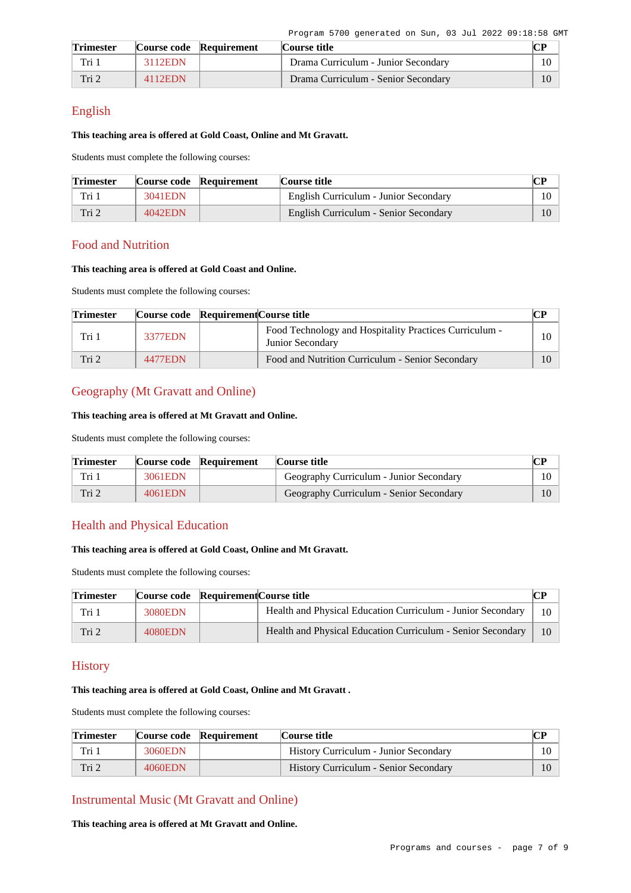| Trimester | Course code | Requirement | Course title | CP |
|---|---|---|---|---|
| Tri 1 | 3112EDN | | Drama Curriculum - Junior Secondary | 10 |
| Tri 2 | 4112EDN | | Drama Curriculum - Senior Secondary | 10 |

## English

**This teaching area is offered at Gold Coast, Online and Mt Gravatt.**

Students must complete the following courses:

| Trimester | Course code | Requirement | Course title | CP |
|---|---|---|---|---|
| Tri 1 | 3041EDN | | English Curriculum - Junior Secondary | 10 |
| Tri 2 | 4042EDN | | English Curriculum - Senior Secondary | 10 |

## Food and Nutrition

**This teaching area is offered at Gold Coast and Online.**

Students must complete the following courses:

| Trimester | Course code | Requirement | Course title | CP |
|---|---|---|---|---|
| Tri 1 | 3377EDN | | Food Technology and Hospitality Practices Curriculum - Junior Secondary | 10 |
| Tri 2 | 4477EDN | | Food and Nutrition Curriculum - Senior Secondary | 10 |

## Geography (Mt Gravatt and Online)

**This teaching area is offered at Mt Gravatt and Online.**

Students must complete the following courses:

| Trimester | Course code | Requirement | Course title | CP |
|---|---|---|---|---|
| Tri 1 | 3061EDN | | Geography Curriculum - Junior Secondary | 10 |
| Tri 2 | 4061EDN | | Geography Curriculum - Senior Secondary | 10 |

## Health and Physical Education

**This teaching area is offered at Gold Coast, Online and Mt Gravatt.**

Students must complete the following courses:

| Trimester | Course code | Requirement | Course title | CP |
|---|---|---|---|---|
| Tri 1 | 3080EDN | | Health and Physical Education Curriculum - Junior Secondary | 10 |
| Tri 2 | 4080EDN | | Health and Physical Education Curriculum - Senior Secondary | 10 |

## History

**This teaching area is offered at Gold Coast, Online and Mt Gravatt .**

Students must complete the following courses:

| Trimester | Course code | Requirement | Course title | CP |
|---|---|---|---|---|
| Tri 1 | 3060EDN | | History Curriculum - Junior Secondary | 10 |
| Tri 2 | 4060EDN | | History Curriculum - Senior Secondary | 10 |

## Instrumental Music (Mt Gravatt and Online)

**This teaching area is offered at Mt Gravatt and Online.**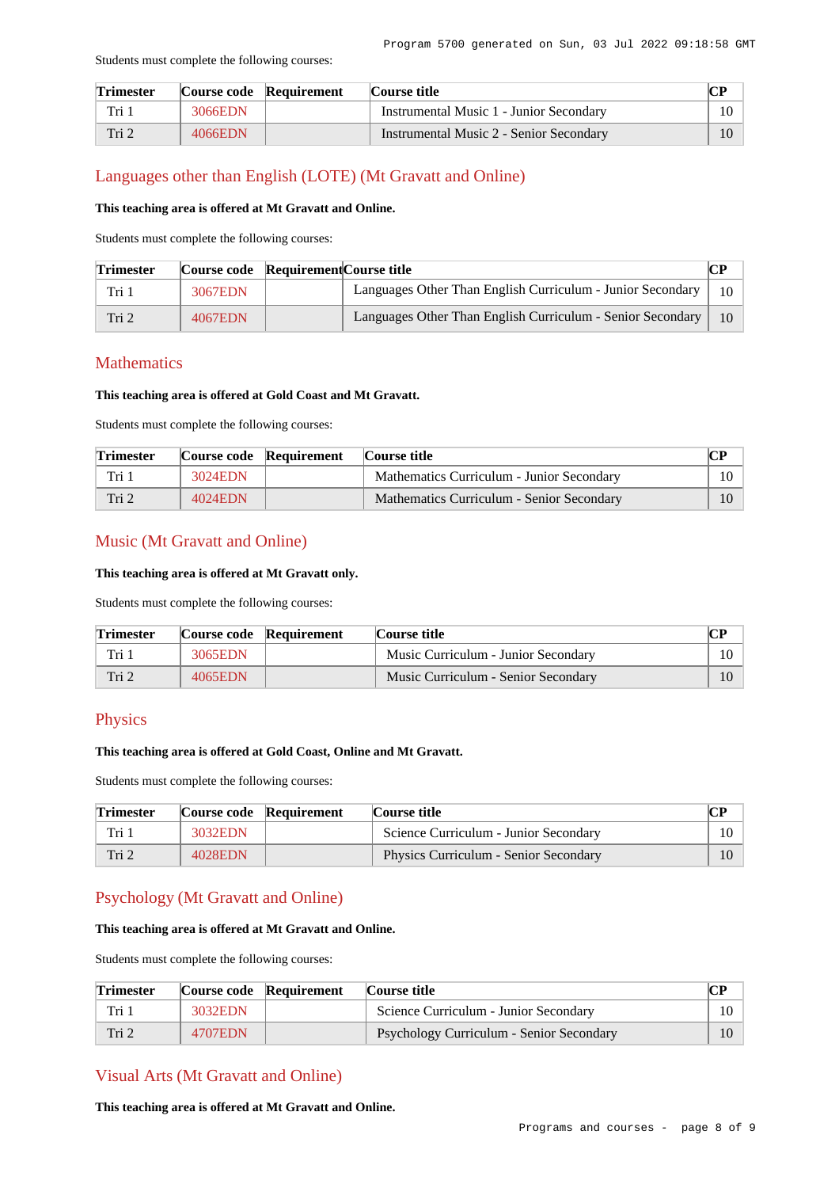Students must complete the following courses:

| Trimester | Course code | Requirement | Course title | CP |
|---|---|---|---|---|
| Tri 1 | 3066EDN | | Instrumental Music 1 - Junior Secondary | 10 |
| Tri 2 | 4066EDN | | Instrumental Music 2 - Senior Secondary | 10 |

## Languages other than English (LOTE) (Mt Gravatt and Online)

**This teaching area is offered at Mt Gravatt and Online.**

Students must complete the following courses:

| Trimester | Course code | Requirement | Course title | CP |
|---|---|---|---|---|
| Tri 1 | 3067EDN | | Languages Other Than English Curriculum - Junior Secondary | 10 |
| Tri 2 | 4067EDN | | Languages Other Than English Curriculum - Senior Secondary | 10 |

## Mathematics

**This teaching area is offered at Gold Coast and Mt Gravatt.**

Students must complete the following courses:

| Trimester | Course code | Requirement | Course title | CP |
|---|---|---|---|---|
| Tri 1 | 3024EDN | | Mathematics Curriculum - Junior Secondary | 10 |
| Tri 2 | 4024EDN | | Mathematics Curriculum - Senior Secondary | 10 |

## Music (Mt Gravatt and Online)

**This teaching area is offered at Mt Gravatt only.**

Students must complete the following courses:

| Trimester | Course code | Requirement | Course title | CP |
|---|---|---|---|---|
| Tri 1 | 3065EDN | | Music Curriculum - Junior Secondary | 10 |
| Tri 2 | 4065EDN | | Music Curriculum - Senior Secondary | 10 |

## Physics

**This teaching area is offered at Gold Coast, Online and Mt Gravatt.**

Students must complete the following courses:

| Trimester | Course code | Requirement | Course title | CP |
|---|---|---|---|---|
| Tri 1 | 3032EDN | | Science Curriculum - Junior Secondary | 10 |
| Tri 2 | 4028EDN | | Physics Curriculum - Senior Secondary | 10 |

## Psychology (Mt Gravatt and Online)

**This teaching area is offered at Mt Gravatt and Online.**

Students must complete the following courses:

| Trimester | Course code | Requirement | Course title | CP |
|---|---|---|---|---|
| Tri 1 | 3032EDN | | Science Curriculum - Junior Secondary | 10 |
| Tri 2 | 4707EDN | | Psychology Curriculum - Senior Secondary | 10 |

## Visual Arts (Mt Gravatt and Online)

**This teaching area is offered at Mt Gravatt and Online.**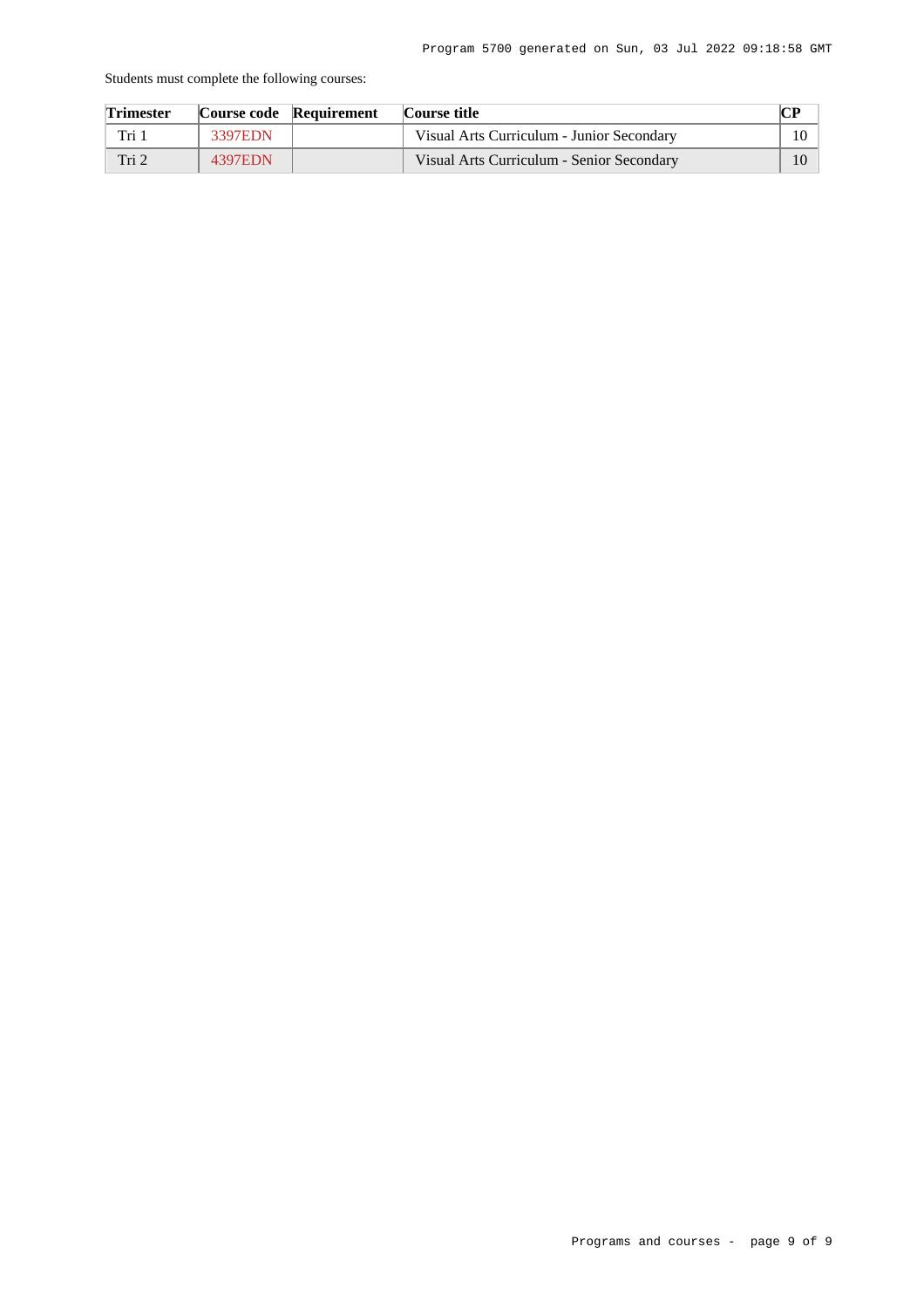Students must complete the following courses:

| Trimester | Course code | Requirement | Course title | CP |
|---|---|---|---|---|
| Tri 1 | 3397EDN | | Visual Arts Curriculum - Junior Secondary | 10 |
| Tri 2 | 4397EDN | | Visual Arts Curriculum - Senior Secondary | 10 |